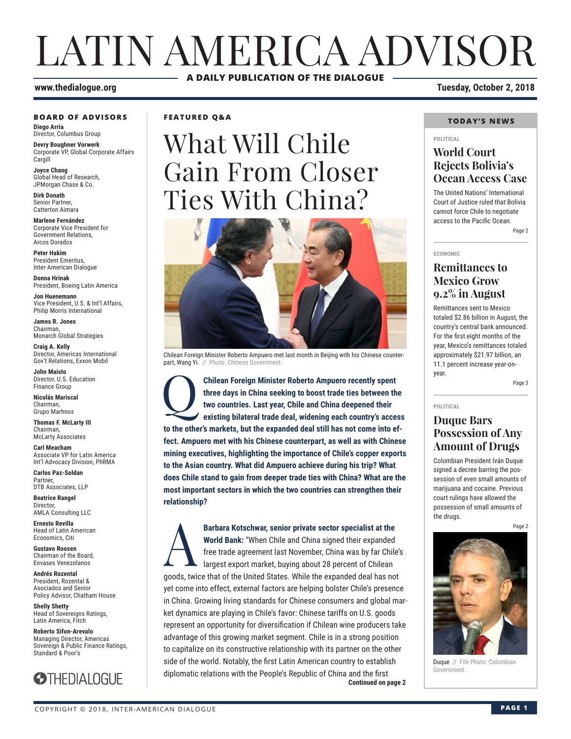# LATIN AMERICA ADVISOR

**A DAILY PUBLICATION OF THE DIALOGUE**

www.thedialogue.org

Tuesday, October 2, 2018

### BOARD OF ADVISORS

**Diego Arria**
Director, Columbus Group

**Devry Boughner Vorwerk**
Corporate VP, Global Corporate Affairs
Cargill

**Joyce Chang**
Global Head of Research,
JPMorgan Chase & Co.

**Dirk Donath**
Senior Partner,
Catterton Aimara

**Marlene Fernández**
Corporate Vice President for
Government Relations,
Arcos Dorados

**Peter Hakim**
President Emeritus,
Inter-American Dialogue

**Donna Hrinak**
President, Boeing Latin America

**Jon Huenemann**
Vice President, U.S. & Int'l Affairs,
Philip Morris International

**James R. Jones**
Chairman,
Monarch Global Strategies

**Craig A. Kelly**
Director, Americas International
Gov't Relations, Exxon Mobil

**John Maisto**
Director, U.S. Education
Finance Group

**Nicolás Mariscal**
Chairman,
Grupo Marhnos

**Thomas F. McLarty III**
Chairman,
McLarty Associates

**Carl Meacham**
Associate VP for Latin America
Int'l Advocacy Division, PhRMA

**Carlos Paz-Soldan**
Partner,
DTB Associates, LLP

**Beatrice Rangel**
Director,
AMLA Consulting LLC

**Ernesto Revilla**
Head of Latin American
Economics, Citi

**Gustavo Roosen**
Chairman of the Board,
Envases Venezolanos

**Andrés Rozental**
President, Rozental &
Asociados and Senior
Policy Advisor, Chatham House

**Shelly Shetty**
Head of Sovereigns Ratings,
Latin America, Fitch

**Roberto Sifon-Arevalo**
Managing Director, Americas
Sovereign & Public Finance Ratings,
Standard & Poor's

THEDIALOGUE

**FEATURED Q&A**

## What Will Chile Gain From Closer Ties With China?

Chilean Foreign Minister Roberto Ampuero met last month in Beijing with his Chinese counterpart, Wang Yi. // Photo: Chinese Government.

**Q: Chilean Foreign Minister Roberto Ampuero recently spent three days in China seeking to boost trade ties between the two countries. Last year, Chile and China deepened their existing bilateral trade deal, widening each country's access to the other's markets, but the expanded deal still has not come into effect. Ampuero met with his Chinese counterpart, as well as with Chinese mining executives, highlighting the importance of Chile's copper exports to the Asian country. What did Ampuero achieve during his trip? What does Chile stand to gain from deeper trade ties with China? What are the most important sectors in which the two countries can strengthen their relationship?**

**A: Barbara Kotschwar, senior private sector specialist at the World Bank:** "When Chile and China signed their expanded free trade agreement last November, China was by far Chile's largest export market, buying about 28 percent of Chilean goods, twice that of the United States. While the expanded deal has not yet come into effect, external factors are helping bolster Chile's presence in China. Growing living standards for Chinese consumers and global market dynamics are playing in Chile's favor: Chinese tariffs on U.S. goods represent an opportunity for diversification if Chilean wine producers take advantage of this growing market segment. Chile is in a strong position to capitalize on its constructive relationship with its partner on the other side of the world. Notably, the first Latin American country to establish diplomatic relations with the People's Republic of China and the first

**Continued on page 2**

### TODAY'S NEWS

**POLITICAL**

### World Court Rejects Bolivia's Ocean Access Case

The United Nations' International Court of Justice ruled that Bolivia cannot force Chile to negotiate access to the Pacific Ocean.

Page 2

**ECONOMIC**

### Remittances to Mexico Grow 9.2% in August

Remittances sent to Mexico totaled $2.86 billion in August, the country's central bank announced. For the first eight months of the year, Mexico's remittances totaled approximately $21.97 billion, an 11.1 percent increase year-on-year.

Page 3

**POLITICAL**

### Duque Bars Possession of Any Amount of Drugs

Colombian President Iván Duque signed a decree barring the possession of even small amounts of marijuana and cocaine. Previous court rulings have allowed the possession of small amounts of the drugs.

Page 2

Duque // File Photo: Colombian Government.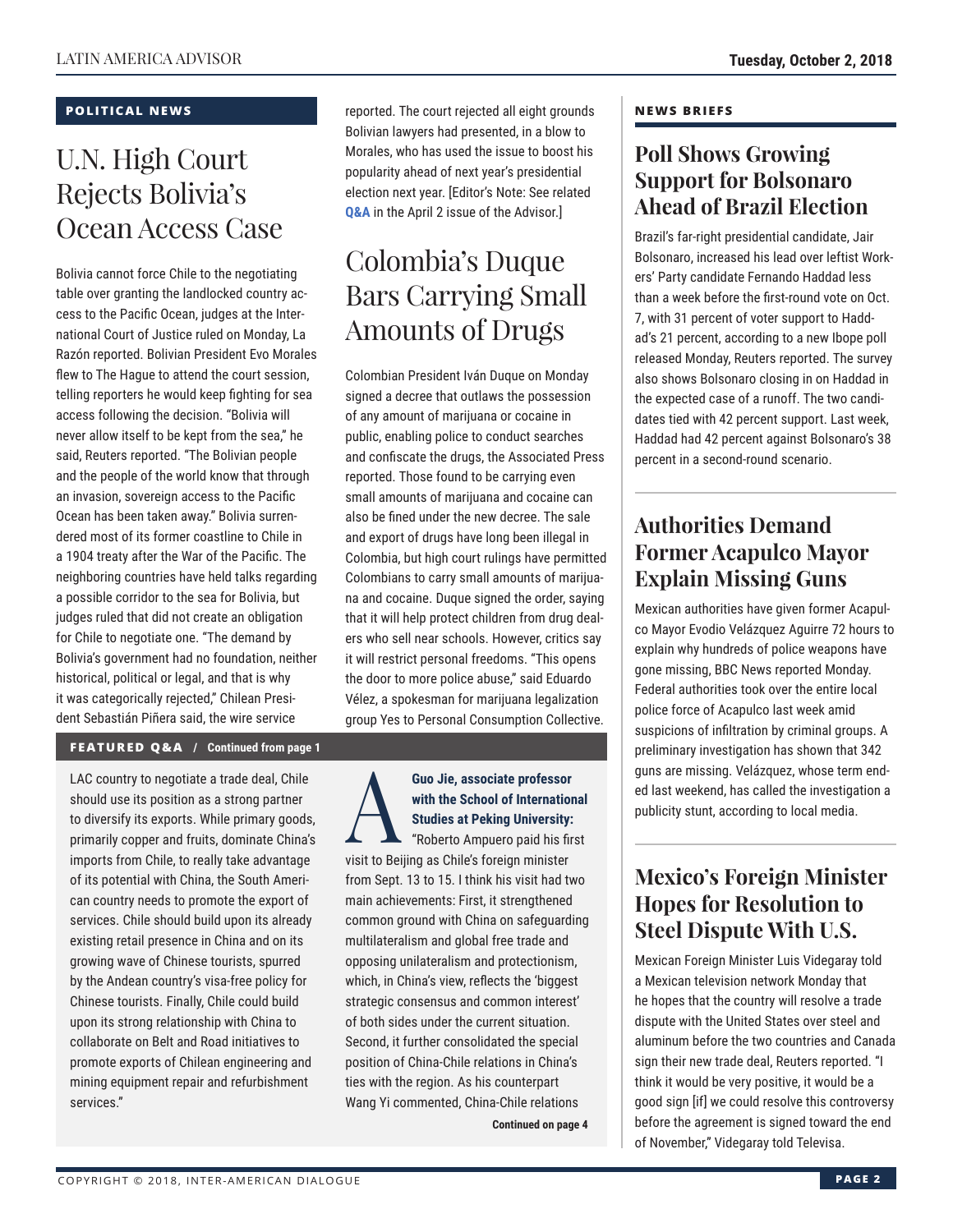## POLITICAL NEWS

# U.N. High Court Rejects Bolivia's Ocean Access Case

Bolivia cannot force Chile to the negotiating table over granting the landlocked country access to the Pacific Ocean, judges at the International Court of Justice ruled on Monday, La Razón reported. Bolivian President Evo Morales flew to The Hague to attend the court session, telling reporters he would keep fighting for sea access following the decision. "Bolivia will never allow itself to be kept from the sea," he said, Reuters reported. "The Bolivian people and the people of the world know that through an invasion, sovereign access to the Pacific Ocean has been taken away." Bolivia surrendered most of its former coastline to Chile in a 1904 treaty after the War of the Pacific. The neighboring countries have held talks regarding a possible corridor to the sea for Bolivia, but judges ruled that did not create an obligation for Chile to negotiate one. "The demand by Bolivia's government had no foundation, neither historical, political or legal, and that is why it was categorically rejected," Chilean President Sebastián Piñera said, the wire service reported. The court rejected all eight grounds Bolivian lawyers had presented, in a blow to Morales, who has used the issue to boost his popularity ahead of next year's presidential election next year. [Editor's Note: See related **Q&A** in the April 2 issue of the Advisor.]

# Colombia's Duque Bars Carrying Small Amounts of Drugs

Colombian President Iván Duque on Monday signed a decree that outlaws the possession of any amount of marijuana or cocaine in public, enabling police to conduct searches and confiscate the drugs, the Associated Press reported. Those found to be carrying even small amounts of marijuana and cocaine can also be fined under the new decree. The sale and export of drugs have long been illegal in Colombia, but high court rulings have permitted Colombians to carry small amounts of marijuana and cocaine. Duque signed the order, saying that it will help protect children from drug dealers who sell near schools. However, critics say it will restrict personal freedoms. "This opens the door to more police abuse," said Eduardo Vélez, a spokesman for marijuana legalization group Yes to Personal Consumption Collective.

## FEATURED Q&A / Continued from page 1

LAC country to negotiate a trade deal, Chile should use its position as a strong partner to diversify its exports. While primary goods, primarily copper and fruits, dominate China's imports from Chile, to really take advantage of its potential with China, the South American country needs to promote the export of services. Chile should build upon its already existing retail presence in China and on its growing wave of Chinese tourists, spurred by the Andean country's visa-free policy for Chinese tourists. Finally, Chile could build upon its strong relationship with China to collaborate on Belt and Road initiatives to promote exports of Chilean engineering and mining equipment repair and refurbishment services."

**A** **Guo Jie, associate professor with the School of International Studies at Peking University:** "Roberto Ampuero paid his first visit to Beijing as Chile's foreign minister from Sept. 13 to 15. I think his visit had two main achievements: First, it strengthened common ground with China on safeguarding multilateralism and global free trade and opposing unilateralism and protectionism, which, in China's view, reflects the 'biggest strategic consensus and common interest' of both sides under the current situation. Second, it further consolidated the special position of China-Chile relations in China's ties with the region. As his counterpart Wang Yi commented, China-Chile relations

**Continued on page 4**

## NEWS BRIEFS

### Poll Shows Growing Support for Bolsonaro Ahead of Brazil Election

Brazil's far-right presidential candidate, Jair Bolsonaro, increased his lead over leftist Workers' Party candidate Fernando Haddad less than a week before the first-round vote on Oct. 7, with 31 percent of voter support to Haddad's 21 percent, according to a new Ibope poll released Monday, Reuters reported. The survey also shows Bolsonaro closing in on Haddad in the expected case of a runoff. The two candidates tied with 42 percent support. Last week, Haddad had 42 percent against Bolsonaro's 38 percent in a second-round scenario.

### Authorities Demand Former Acapulco Mayor Explain Missing Guns

Mexican authorities have given former Acapulco Mayor Evodio Velázquez Aguirre 72 hours to explain why hundreds of police weapons have gone missing, BBC News reported Monday. Federal authorities took over the entire local police force of Acapulco last week amid suspicions of infiltration by criminal groups. A preliminary investigation has shown that 342 guns are missing. Velázquez, whose term ended last weekend, has called the investigation a publicity stunt, according to local media.

### Mexico's Foreign Minister Hopes for Resolution to Steel Dispute With U.S.

Mexican Foreign Minister Luis Videgaray told a Mexican television network Monday that he hopes that the country will resolve a trade dispute with the United States over steel and aluminum before the two countries and Canada sign their new trade deal, Reuters reported. "I think it would be very positive, it would be a good sign [if] we could resolve this controversy before the agreement is signed toward the end of November," Videgaray told Televisa.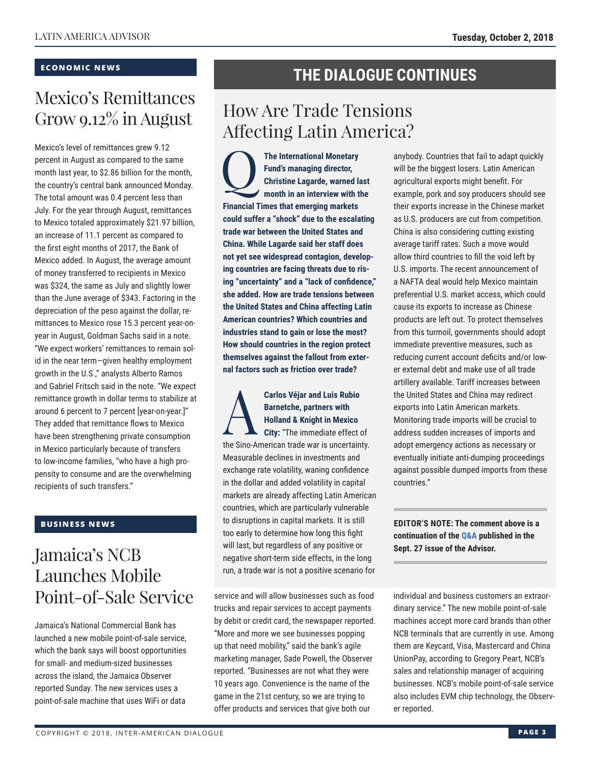## ECONOMIC NEWS

# Mexico's Remittances Grow 9.12% in August

Mexico's level of remittances grew 9.12 percent in August as compared to the same month last year, to $2.86 billion for the month, the country's central bank announced Monday. The total amount was 0.4 percent less than July. For the year through August, remittances to Mexico totaled approximately $21.97 billion, an increase of 11.1 percent as compared to the first eight months of 2017, the Bank of Mexico added. In August, the average amount of money transferred to recipients in Mexico was $324, the same as July and slightly lower than the June average of $343. Factoring in the depreciation of the peso against the dollar, remittances to Mexico rose 15.3 percent year-on-year in August, Goldman Sachs said in a note. "We expect workers' remittances to remain solid in the near term—given healthy employment growth in the U.S.," analysts Alberto Ramos and Gabriel Fritsch said in the note. "We expect remittance growth in dollar terms to stabilize at around 6 percent to 7 percent [year-on-year.]" They added that remittance flows to Mexico have been strengthening private consumption in Mexico particularly because of transfers to low-income families, "who have a high propensity to consume and are the overwhelming recipients of such transfers."

## BUSINESS NEWS

# Jamaica's NCB Launches Mobile Point-of-Sale Service

Jamaica's National Commercial Bank has launched a new mobile point-of-sale service, which the bank says will boost opportunities for small- and medium-sized businesses across the island, the Jamaica Observer reported Sunday. The new services uses a point-of-sale machine that uses WiFi or data service and will allow businesses such as food trucks and repair services to accept payments by debit or credit card, the newspaper reported. "More and more we see businesses popping up that need mobility," said the bank's agile marketing manager, Sade Powell, the Observer reported. "Businesses are not what they were 10 years ago. Convenience is the name of the game in the 21st century, so we are trying to offer products and services that give both our individual and business customers an extraordinary service." The new mobile point-of-sale machines accept more card brands than other NCB terminals that are currently in use. Among them are Keycard, Visa, Mastercard and China UnionPay, according to Gregory Peart, NCB's sales and relationship manager of acquiring businesses. NCB's mobile point-of-sale service also includes EVM chip technology, the Observer reported.

## THE DIALOGUE CONTINUES

# How Are Trade Tensions Affecting Latin America?

**Q: The International Monetary Fund's managing director, Christine Lagarde, warned last month in an interview with the Financial Times that emerging markets could suffer a "shock" due to the escalating trade war between the United States and China. While Lagarde said her staff does not yet see widespread contagion, developing countries are facing threats due to rising "uncertainty" and a "lack of confidence," she added. How are trade tensions between the United States and China affecting Latin American countries? Which countries and industries stand to gain or lose the most? How should countries in the region protect themselves against the fallout from external factors such as friction over trade?**

**A: Carlos Véjar and Luis Rubio Barnetche, partners with Holland & Knight in Mexico City:** "The immediate effect of the Sino-American trade war is uncertainty. Measurable declines in investments and exchange rate volatility, waning confidence in the dollar and added volatility in capital markets are already affecting Latin American countries, which are particularly vulnerable to disruptions in capital markets. It is still too early to determine how long this fight will last, but regardless of any positive or negative short-term side effects, in the long run, a trade war is not a positive scenario for anybody. Countries that fail to adapt quickly will be the biggest losers. Latin American agricultural exports might benefit. For example, pork and soy producers should see their exports increase in the Chinese market as U.S. producers are cut from competition. China is also considering cutting existing average tariff rates. Such a move would allow third countries to fill the void left by U.S. imports. The recent announcement of a NAFTA deal would help Mexico maintain preferential U.S. market access, which could cause its exports to increase as Chinese products are left out. To protect themselves from this turmoil, governments should adopt immediate preventive measures, such as reducing current account deficits and/or lower external debt and make use of all trade artillery available. Tariff increases between the United States and China may redirect exports into Latin American markets. Monitoring trade imports will be crucial to address sudden increases of imports and adopt emergency actions as necessary or eventually initiate anti-dumping proceedings against possible dumped imports from these countries."

**EDITOR'S NOTE: The comment above is a continuation of the Q&A published in the Sept. 27 issue of the Advisor.**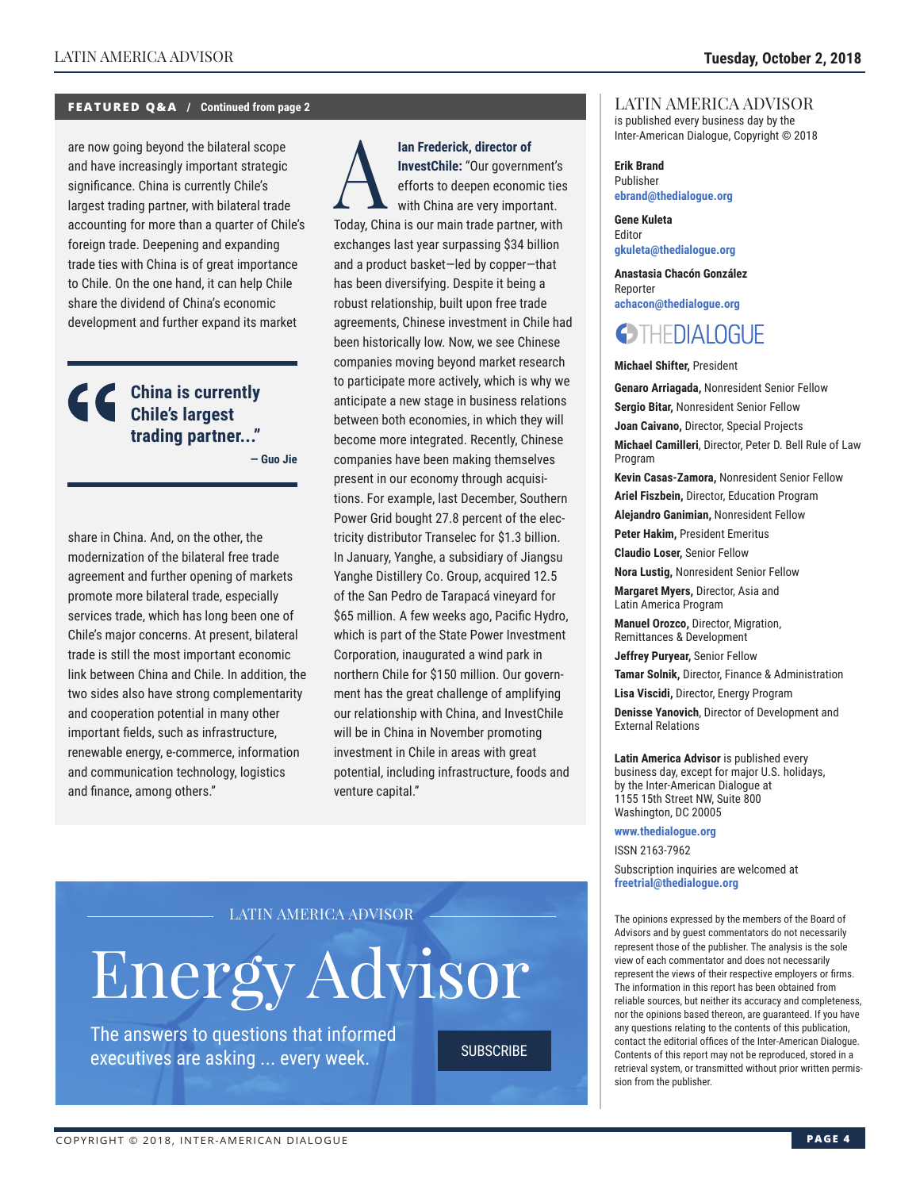**FEATURED Q&A / Continued from page 2**

are now going beyond the bilateral scope and have increasingly important strategic significance. China is currently Chile's largest trading partner, with bilateral trade accounting for more than a quarter of Chile's foreign trade. Deepening and expanding trade ties with China is of great importance to Chile. On the one hand, it can help Chile share the dividend of China's economic development and further expand its market share in China. And, on the other, the modernization of the bilateral free trade agreement and further opening of markets promote more bilateral trade, especially services trade, which has long been one of Chile's major concerns. At present, bilateral trade is still the most important economic link between China and Chile. In addition, the two sides also have strong complementarity and cooperation potential in many other important fields, such as infrastructure, renewable energy, e-commerce, information and communication technology, logistics and finance, among others."

> **China is currently Chile's largest trading partner..."**
>
> **— Guo Jie**

**A** **Ian Frederick, director of InvestChile:** "Our government's efforts to deepen economic ties with China are very important. Today, China is our main trade partner, with exchanges last year surpassing $34 billion and a product basket—led by copper—that has been diversifying. Despite it being a robust relationship, built upon free trade agreements, Chinese investment in Chile had been historically low. Now, we see Chinese companies moving beyond market research to participate more actively, which is why we anticipate a new stage in business relations between both economies, in which they will become more integrated. Recently, Chinese companies have been making themselves present in our economy through acquisitions. For example, last December, Southern Power Grid bought 27.8 percent of the electricity distributor Transelec for $1.3 billion. In January, Yanghe, a subsidiary of Jiangsu Yanghe Distillery Co. Group, acquired 12.5 of the San Pedro de Tarapacá vineyard for $65 million. A few weeks ago, Pacific Hydro, which is part of the State Power Investment Corporation, inaugurated a wind park in northern Chile for $150 million. Our government has the great challenge of amplifying our relationship with China, and InvestChile will be in China in November promoting investment in Chile in areas with great potential, including infrastructure, foods and venture capital."

LATIN AMERICA ADVISOR

# Energy Advisor

The answers to questions that informed executives are asking ... every week.

SUBSCRIBE

---

LATIN AMERICA ADVISOR
is published every business day by the Inter-American Dialogue, Copyright © 2018

**Erik Brand**
Publisher
ebrand@thedialogue.org

**Gene Kuleta**
Editor
gkuleta@thedialogue.org

**Anastasia Chacón González**
Reporter
achacon@thedialogue.org

THEDIALOGUE

**Michael Shifter,** President
**Genaro Arriagada,** Nonresident Senior Fellow
**Sergio Bitar,** Nonresident Senior Fellow
**Joan Caivano,** Director, Special Projects
**Michael Camilleri,** Director, Peter D. Bell Rule of Law Program
**Kevin Casas-Zamora,** Nonresident Senior Fellow
**Ariel Fiszbein,** Director, Education Program
**Alejandro Ganimian,** Nonresident Fellow
**Peter Hakim,** President Emeritus
**Claudio Loser,** Senior Fellow
**Nora Lustig,** Nonresident Senior Fellow
**Margaret Myers,** Director, Asia and Latin America Program
**Manuel Orozco,** Director, Migration, Remittances & Development
**Jeffrey Puryear,** Senior Fellow
**Tamar Solnik,** Director, Finance & Administration
**Lisa Viscidi,** Director, Energy Program
**Denisse Yanovich,** Director of Development and External Relations

**Latin America Advisor** is published every business day, except for major U.S. holidays, by the Inter-American Dialogue at
1155 15th Street NW, Suite 800
Washington, DC 20005

www.thedialogue.org

ISSN 2163-7962

Subscription inquiries are welcomed at
freetrial@thedialogue.org

The opinions expressed by the members of the Board of Advisors and by guest commentators do not necessarily represent those of the publisher. The analysis is the sole view of each commentator and does not necessarily represent the views of their respective employers or firms. The information in this report has been obtained from reliable sources, but neither its accuracy and completeness, nor the opinions based thereon, are guaranteed. If you have any questions relating to the contents of this publication, contact the editorial offices of the Inter-American Dialogue. Contents of this report may not be reproduced, stored in a retrieval system, or transmitted without prior written permission from the publisher.